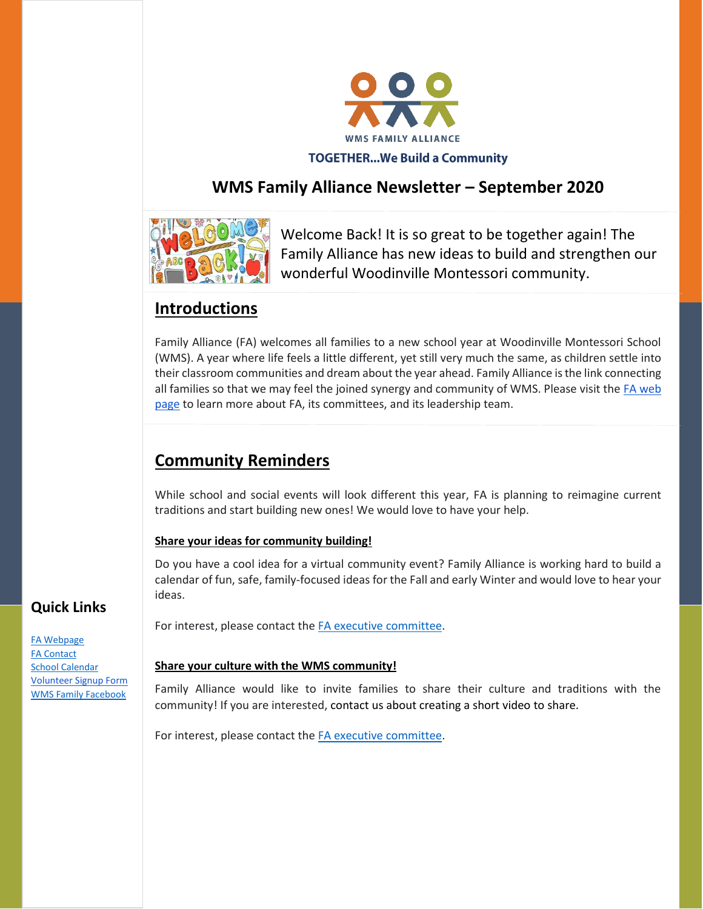WMS FAMILY ALLIANCE

**TOGETHER...We Build a Community**

# WMS Family Alliance Newsletter – September 2020

Welcome Back! It is so great to be together again! The Family Alliance has new ideas to build and strengthen our wonderful Woodinville Montessori community.

## Introductions

Family Alliance (FA) welcomes all families to a new school year at Woodinville Montessori School (WMS). A year where life feels a little different, yet still very much the same, as children settle into their classroom communities and dream about the year ahead. Family Alliance is the link connecting all families so that we may feel the joined synergy and community of WMS. Please visit the FA web page to learn more about FA, its committees, and its leadership team.

## Community Reminders

While school and social events will look different this year, FA is planning to reimagine current traditions and start building new ones! We would love to have your help.

### Share your ideas for community building!

Do you have a cool idea for a virtual community event? Family Alliance is working hard to build a calendar of fun, safe, family-focused ideas for the Fall and early Winter and would love to hear your ideas.

For interest, please contact the FA executive committee.

### Share your culture with the WMS community!

Family Alliance would like to invite families to share their culture and traditions with the community! If you are interested, contact us about creating a short video to share.

For interest, please contact the FA executive committee.

## Quick Links

- FA Webpage
- FA Contact
- School Calendar
- Volunteer Signup Form
- WMS Family Facebook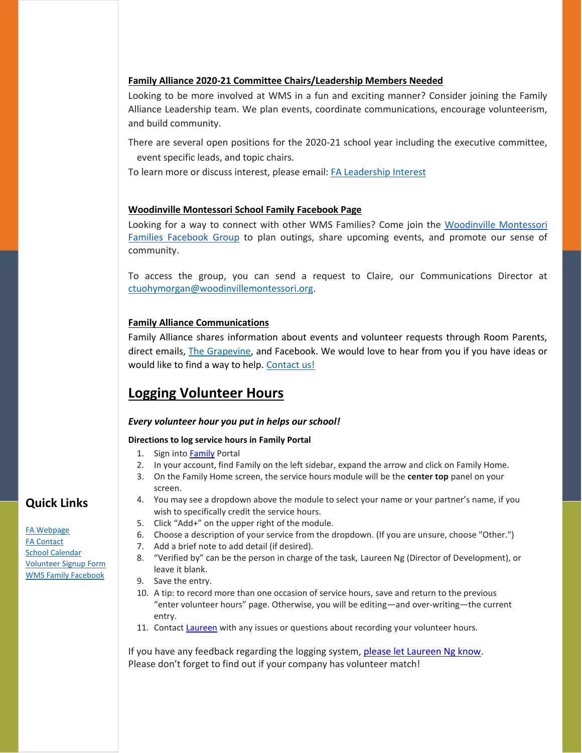### Family Alliance 2020-21 Committee Chairs/Leadership Members Needed

Looking to be more involved at WMS in a fun and exciting manner? Consider joining the Family Alliance Leadership team. We plan events, coordinate communications, encourage volunteerism, and build community.

There are several open positions for the 2020-21 school year including the executive committee, event specific leads, and topic chairs.

To learn more or discuss interest, please email: FA Leadership Interest

### Woodinville Montessori School Family Facebook Page

Looking for a way to connect with other WMS Families? Come join the Woodinville Montessori Families Facebook Group to plan outings, share upcoming events, and promote our sense of community.

To access the group, you can send a request to Claire, our Communications Director at ctuohymorgan@woodinvillemontessori.org.

### Family Alliance Communications

Family Alliance shares information about events and volunteer requests through Room Parents, direct emails, The Grapevine, and Facebook. We would love to hear from you if you have ideas or would like to find a way to help. Contact us!

## Logging Volunteer Hours

***Every volunteer hour you put in helps our school!***

**Directions to log service hours in Family Portal**

1. Sign into Family Portal
2. In your account, find Family on the left sidebar, expand the arrow and click on Family Home.
3. On the Family Home screen, the service hours module will be the **center top** panel on your screen.
4. You may see a dropdown above the module to select your name or your partner's name, if you wish to specifically credit the service hours.
5. Click "Add+" on the upper right of the module.
6. Choose a description of your service from the dropdown. (If you are unsure, choose "Other.")
7. Add a brief note to add detail (if desired).
8. "Verified by" can be the person in charge of the task, Laureen Ng (Director of Development), or leave it blank.
9. Save the entry.
10. A tip: to record more than one occasion of service hours, save and return to the previous "enter volunteer hours" page. Otherwise, you will be editing—and over-writing—the current entry.
11. Contact Laureen with any issues or questions about recording your volunteer hours.

If you have any feedback regarding the logging system, please let Laureen Ng know.
Please don't forget to find out if your company has volunteer match!

## Quick Links

- FA Webpage
- FA Contact
- School Calendar
- Volunteer Signup Form
- WMS Family Facebook